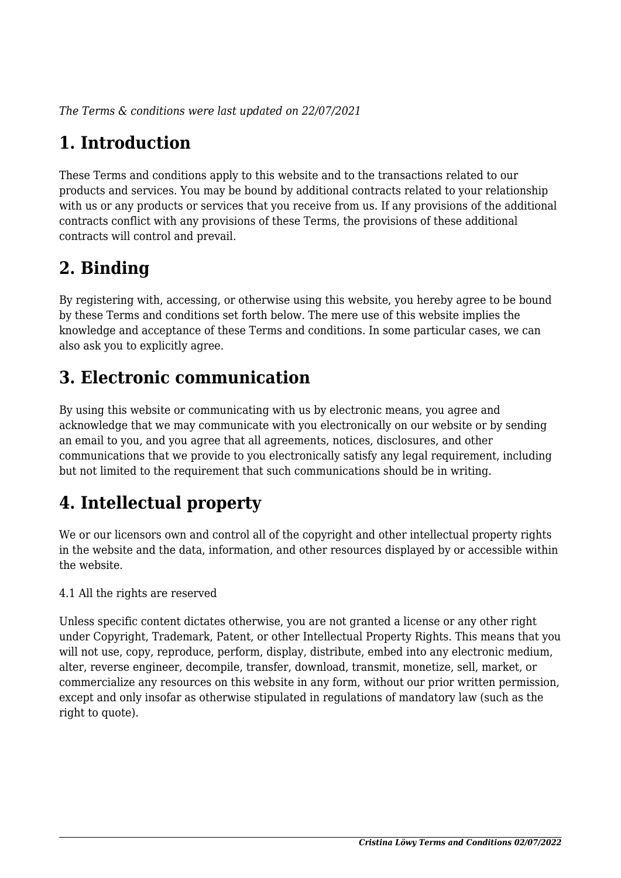*The Terms & conditions were last updated on 22/07/2021*

# 1. Introduction

These Terms and conditions apply to this website and to the transactions related to our products and services. You may be bound by additional contracts related to your relationship with us or any products or services that you receive from us. If any provisions of the additional contracts conflict with any provisions of these Terms, the provisions of these additional contracts will control and prevail.

# 2. Binding

By registering with, accessing, or otherwise using this website, you hereby agree to be bound by these Terms and conditions set forth below. The mere use of this website implies the knowledge and acceptance of these Terms and conditions. In some particular cases, we can also ask you to explicitly agree.

# 3. Electronic communication

By using this website or communicating with us by electronic means, you agree and acknowledge that we may communicate with you electronically on our website or by sending an email to you, and you agree that all agreements, notices, disclosures, and other communications that we provide to you electronically satisfy any legal requirement, including but not limited to the requirement that such communications should be in writing.

# 4. Intellectual property

We or our licensors own and control all of the copyright and other intellectual property rights in the website and the data, information, and other resources displayed by or accessible within the website.

4.1 All the rights are reserved

Unless specific content dictates otherwise, you are not granted a license or any other right under Copyright, Trademark, Patent, or other Intellectual Property Rights. This means that you will not use, copy, reproduce, perform, display, distribute, embed into any electronic medium, alter, reverse engineer, decompile, transfer, download, transmit, monetize, sell, market, or commercialize any resources on this website in any form, without our prior written permission, except and only insofar as otherwise stipulated in regulations of mandatory law (such as the right to quote).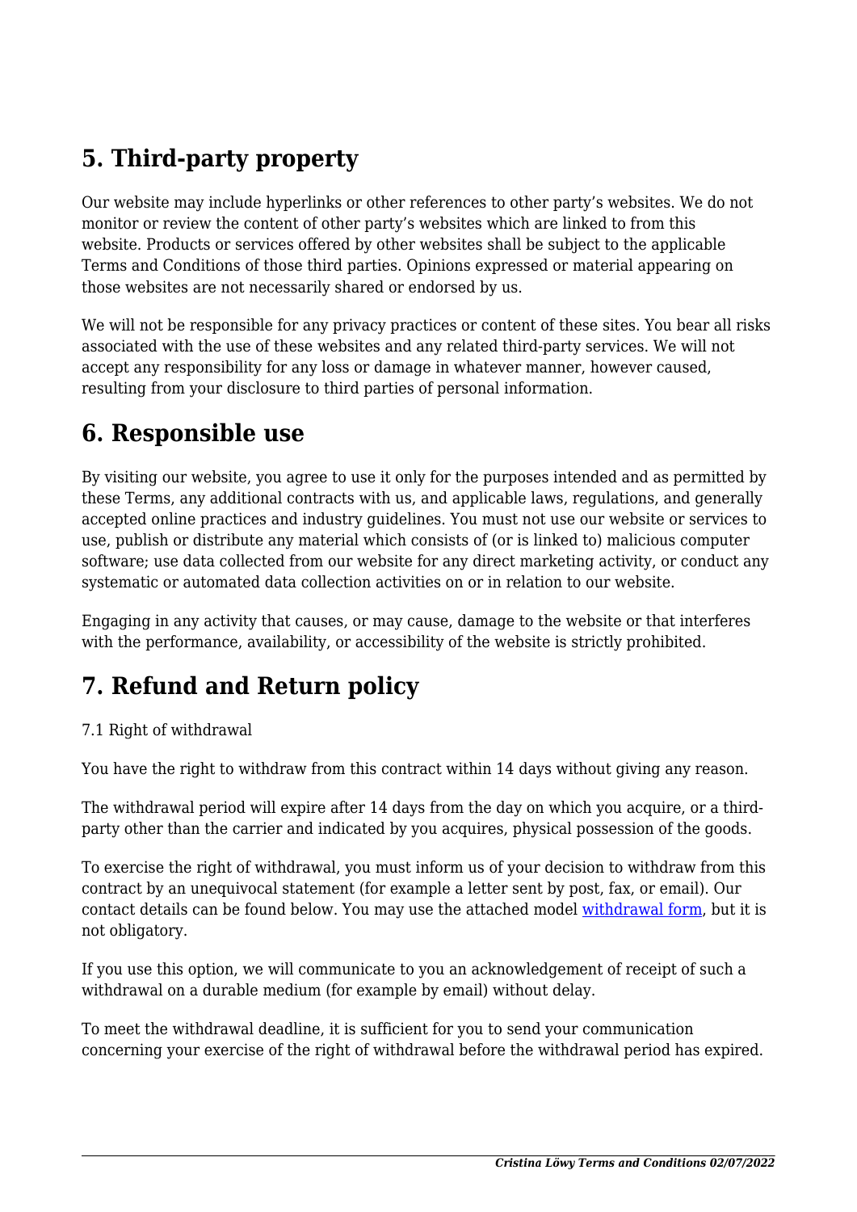## 5. Third-party property

Our website may include hyperlinks or other references to other party's websites. We do not monitor or review the content of other party's websites which are linked to from this website. Products or services offered by other websites shall be subject to the applicable Terms and Conditions of those third parties. Opinions expressed or material appearing on those websites are not necessarily shared or endorsed by us.

We will not be responsible for any privacy practices or content of these sites. You bear all risks associated with the use of these websites and any related third-party services. We will not accept any responsibility for any loss or damage in whatever manner, however caused, resulting from your disclosure to third parties of personal information.

## 6. Responsible use

By visiting our website, you agree to use it only for the purposes intended and as permitted by these Terms, any additional contracts with us, and applicable laws, regulations, and generally accepted online practices and industry guidelines. You must not use our website or services to use, publish or distribute any material which consists of (or is linked to) malicious computer software; use data collected from our website for any direct marketing activity, or conduct any systematic or automated data collection activities on or in relation to our website.

Engaging in any activity that causes, or may cause, damage to the website or that interferes with the performance, availability, or accessibility of the website is strictly prohibited.

## 7. Refund and Return policy

7.1 Right of withdrawal

You have the right to withdraw from this contract within 14 days without giving any reason.

The withdrawal period will expire after 14 days from the day on which you acquire, or a third-party other than the carrier and indicated by you acquires, physical possession of the goods.

To exercise the right of withdrawal, you must inform us of your decision to withdraw from this contract by an unequivocal statement (for example a letter sent by post, fax, or email). Our contact details can be found below. You may use the attached model withdrawal form, but it is not obligatory.

If you use this option, we will communicate to you an acknowledgement of receipt of such a withdrawal on a durable medium (for example by email) without delay.

To meet the withdrawal deadline, it is sufficient for you to send your communication concerning your exercise of the right of withdrawal before the withdrawal period has expired.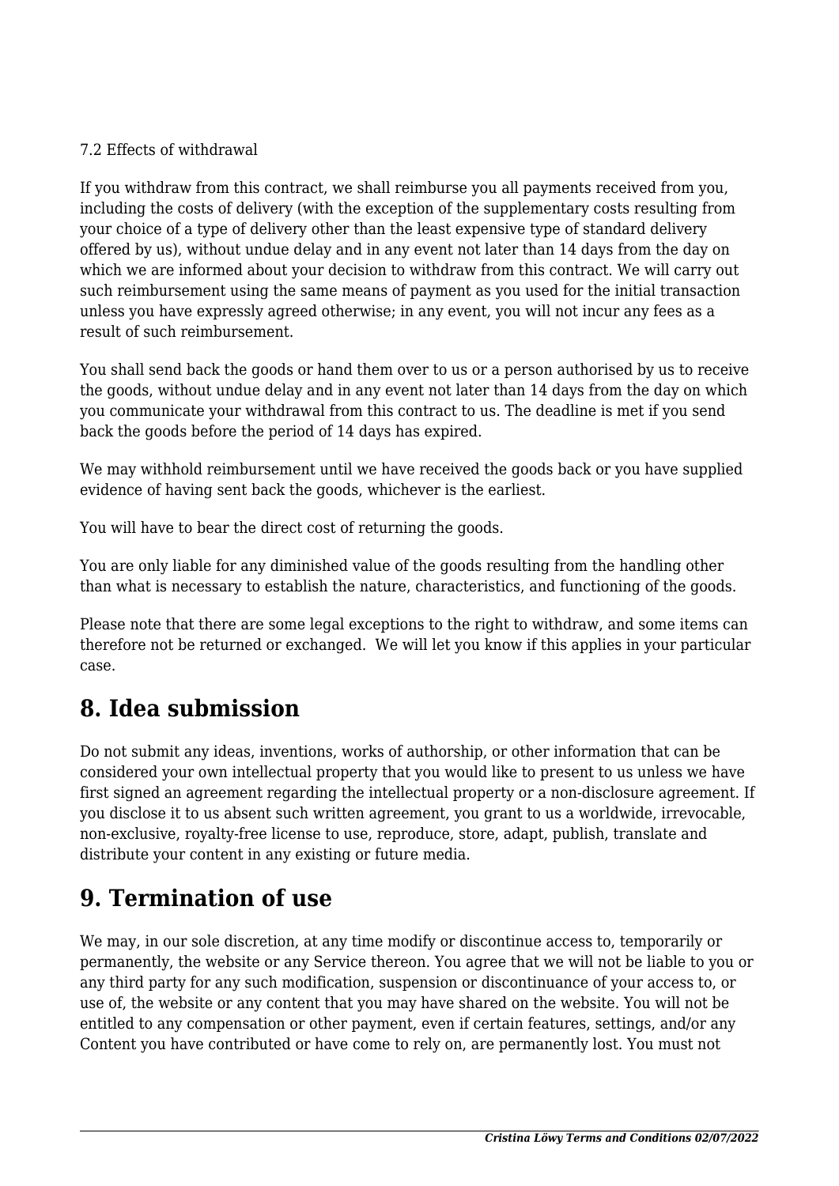7.2 Effects of withdrawal

If you withdraw from this contract, we shall reimburse you all payments received from you, including the costs of delivery (with the exception of the supplementary costs resulting from your choice of a type of delivery other than the least expensive type of standard delivery offered by us), without undue delay and in any event not later than 14 days from the day on which we are informed about your decision to withdraw from this contract. We will carry out such reimbursement using the same means of payment as you used for the initial transaction unless you have expressly agreed otherwise; in any event, you will not incur any fees as a result of such reimbursement.

You shall send back the goods or hand them over to us or a person authorised by us to receive the goods, without undue delay and in any event not later than 14 days from the day on which you communicate your withdrawal from this contract to us. The deadline is met if you send back the goods before the period of 14 days has expired.

We may withhold reimbursement until we have received the goods back or you have supplied evidence of having sent back the goods, whichever is the earliest.

You will have to bear the direct cost of returning the goods.

You are only liable for any diminished value of the goods resulting from the handling other than what is necessary to establish the nature, characteristics, and functioning of the goods.

Please note that there are some legal exceptions to the right to withdraw, and some items can therefore not be returned or exchanged.  We will let you know if this applies in your particular case.

## 8. Idea submission

Do not submit any ideas, inventions, works of authorship, or other information that can be considered your own intellectual property that you would like to present to us unless we have first signed an agreement regarding the intellectual property or a non-disclosure agreement. If you disclose it to us absent such written agreement, you grant to us a worldwide, irrevocable, non-exclusive, royalty-free license to use, reproduce, store, adapt, publish, translate and distribute your content in any existing or future media.

## 9. Termination of use

We may, in our sole discretion, at any time modify or discontinue access to, temporarily or permanently, the website or any Service thereon. You agree that we will not be liable to you or any third party for any such modification, suspension or discontinuance of your access to, or use of, the website or any content that you may have shared on the website. You will not be entitled to any compensation or other payment, even if certain features, settings, and/or any Content you have contributed or have come to rely on, are permanently lost. You must not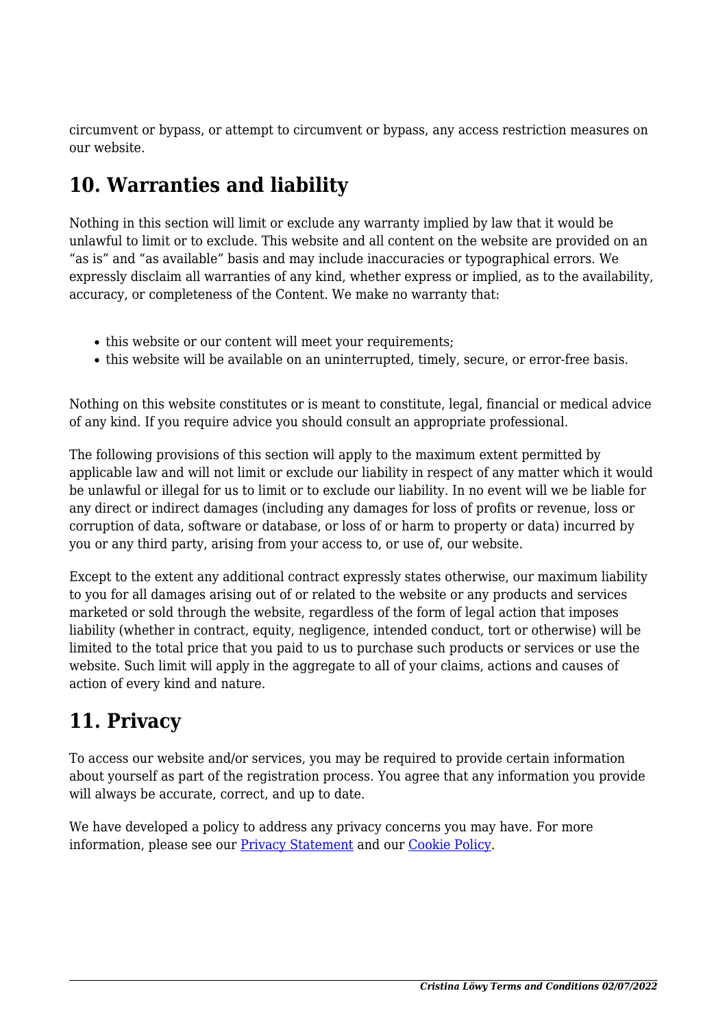circumvent or bypass, or attempt to circumvent or bypass, any access restriction measures on our website.

## 10. Warranties and liability

Nothing in this section will limit or exclude any warranty implied by law that it would be unlawful to limit or to exclude. This website and all content on the website are provided on an “as is” and “as available” basis and may include inaccuracies or typographical errors. We expressly disclaim all warranties of any kind, whether express or implied, as to the availability, accuracy, or completeness of the Content. We make no warranty that:

- this website or our content will meet your requirements;
- this website will be available on an uninterrupted, timely, secure, or error-free basis.

Nothing on this website constitutes or is meant to constitute, legal, financial or medical advice of any kind. If you require advice you should consult an appropriate professional.

The following provisions of this section will apply to the maximum extent permitted by applicable law and will not limit or exclude our liability in respect of any matter which it would be unlawful or illegal for us to limit or to exclude our liability. In no event will we be liable for any direct or indirect damages (including any damages for loss of profits or revenue, loss or corruption of data, software or database, or loss of or harm to property or data) incurred by you or any third party, arising from your access to, or use of, our website.

Except to the extent any additional contract expressly states otherwise, our maximum liability to you for all damages arising out of or related to the website or any products and services marketed or sold through the website, regardless of the form of legal action that imposes liability (whether in contract, equity, negligence, intended conduct, tort or otherwise) will be limited to the total price that you paid to us to purchase such products or services or use the website. Such limit will apply in the aggregate to all of your claims, actions and causes of action of every kind and nature.

## 11. Privacy

To access our website and/or services, you may be required to provide certain information about yourself as part of the registration process. You agree that any information you provide will always be accurate, correct, and up to date.

We have developed a policy to address any privacy concerns you may have. For more information, please see our [Privacy Statement] and our [Cookie Policy].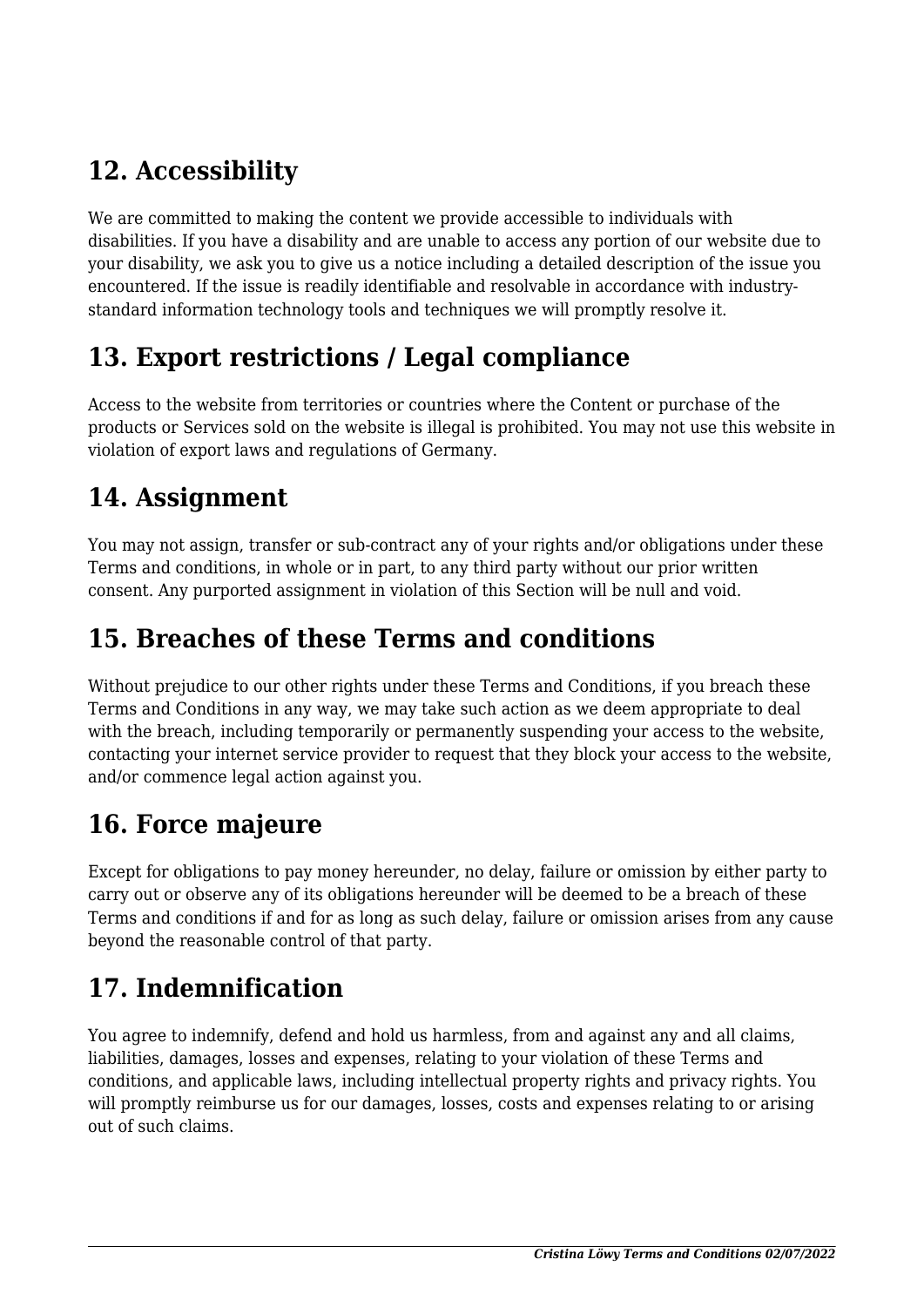## 12. Accessibility

We are committed to making the content we provide accessible to individuals with disabilities. If you have a disability and are unable to access any portion of our website due to your disability, we ask you to give us a notice including a detailed description of the issue you encountered. If the issue is readily identifiable and resolvable in accordance with industry-standard information technology tools and techniques we will promptly resolve it.

## 13. Export restrictions / Legal compliance

Access to the website from territories or countries where the Content or purchase of the products or Services sold on the website is illegal is prohibited. You may not use this website in violation of export laws and regulations of Germany.

## 14. Assignment

You may not assign, transfer or sub-contract any of your rights and/or obligations under these Terms and conditions, in whole or in part, to any third party without our prior written consent. Any purported assignment in violation of this Section will be null and void.

## 15. Breaches of these Terms and conditions

Without prejudice to our other rights under these Terms and Conditions, if you breach these Terms and Conditions in any way, we may take such action as we deem appropriate to deal with the breach, including temporarily or permanently suspending your access to the website, contacting your internet service provider to request that they block your access to the website, and/or commence legal action against you.

## 16. Force majeure

Except for obligations to pay money hereunder, no delay, failure or omission by either party to carry out or observe any of its obligations hereunder will be deemed to be a breach of these Terms and conditions if and for as long as such delay, failure or omission arises from any cause beyond the reasonable control of that party.

## 17. Indemnification

You agree to indemnify, defend and hold us harmless, from and against any and all claims, liabilities, damages, losses and expenses, relating to your violation of these Terms and conditions, and applicable laws, including intellectual property rights and privacy rights. You will promptly reimburse us for our damages, losses, costs and expenses relating to or arising out of such claims.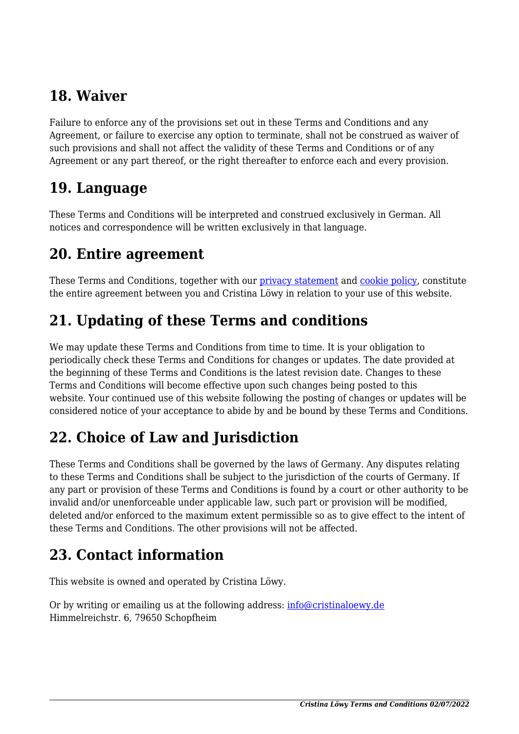## 18. Waiver

Failure to enforce any of the provisions set out in these Terms and Conditions and any Agreement, or failure to exercise any option to terminate, shall not be construed as waiver of such provisions and shall not affect the validity of these Terms and Conditions or of any Agreement or any part thereof, or the right thereafter to enforce each and every provision.

## 19. Language

These Terms and Conditions will be interpreted and construed exclusively in German. All notices and correspondence will be written exclusively in that language.

## 20. Entire agreement

These Terms and Conditions, together with our privacy statement and cookie policy, constitute the entire agreement between you and Cristina Löwy in relation to your use of this website.

## 21. Updating of these Terms and conditions

We may update these Terms and Conditions from time to time. It is your obligation to periodically check these Terms and Conditions for changes or updates. The date provided at the beginning of these Terms and Conditions is the latest revision date. Changes to these Terms and Conditions will become effective upon such changes being posted to this website. Your continued use of this website following the posting of changes or updates will be considered notice of your acceptance to abide by and be bound by these Terms and Conditions.

## 22. Choice of Law and Jurisdiction

These Terms and Conditions shall be governed by the laws of Germany. Any disputes relating to these Terms and Conditions shall be subject to the jurisdiction of the courts of Germany. If any part or provision of these Terms and Conditions is found by a court or other authority to be invalid and/or unenforceable under applicable law, such part or provision will be modified, deleted and/or enforced to the maximum extent permissible so as to give effect to the intent of these Terms and Conditions. The other provisions will not be affected.

## 23. Contact information

This website is owned and operated by Cristina Löwy.

Or by writing or emailing us at the following address: info@cristinaloewy.de
Himmelreichstr. 6, 79650 Schopfheim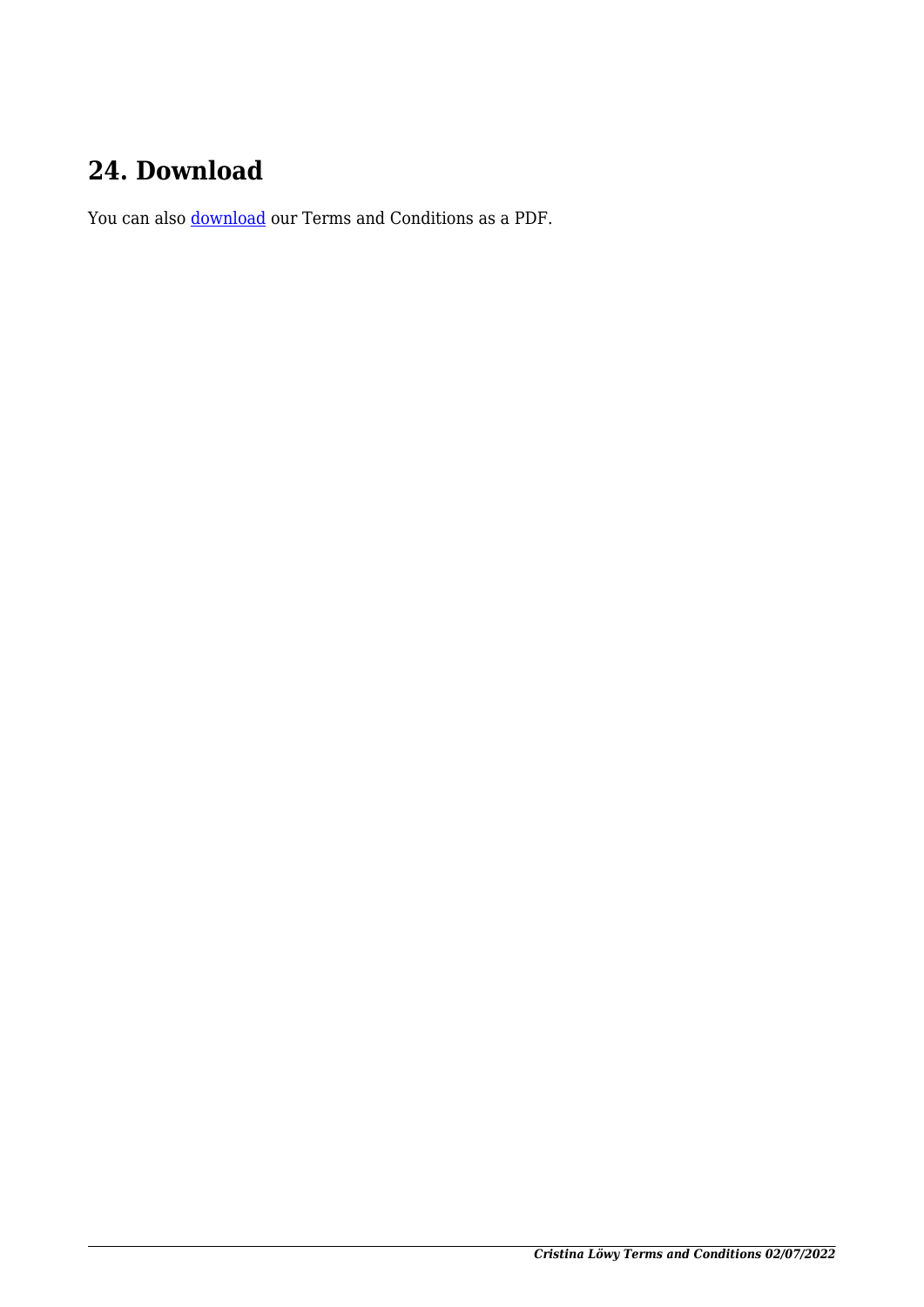## 24. Download

You can also download our Terms and Conditions as a PDF.